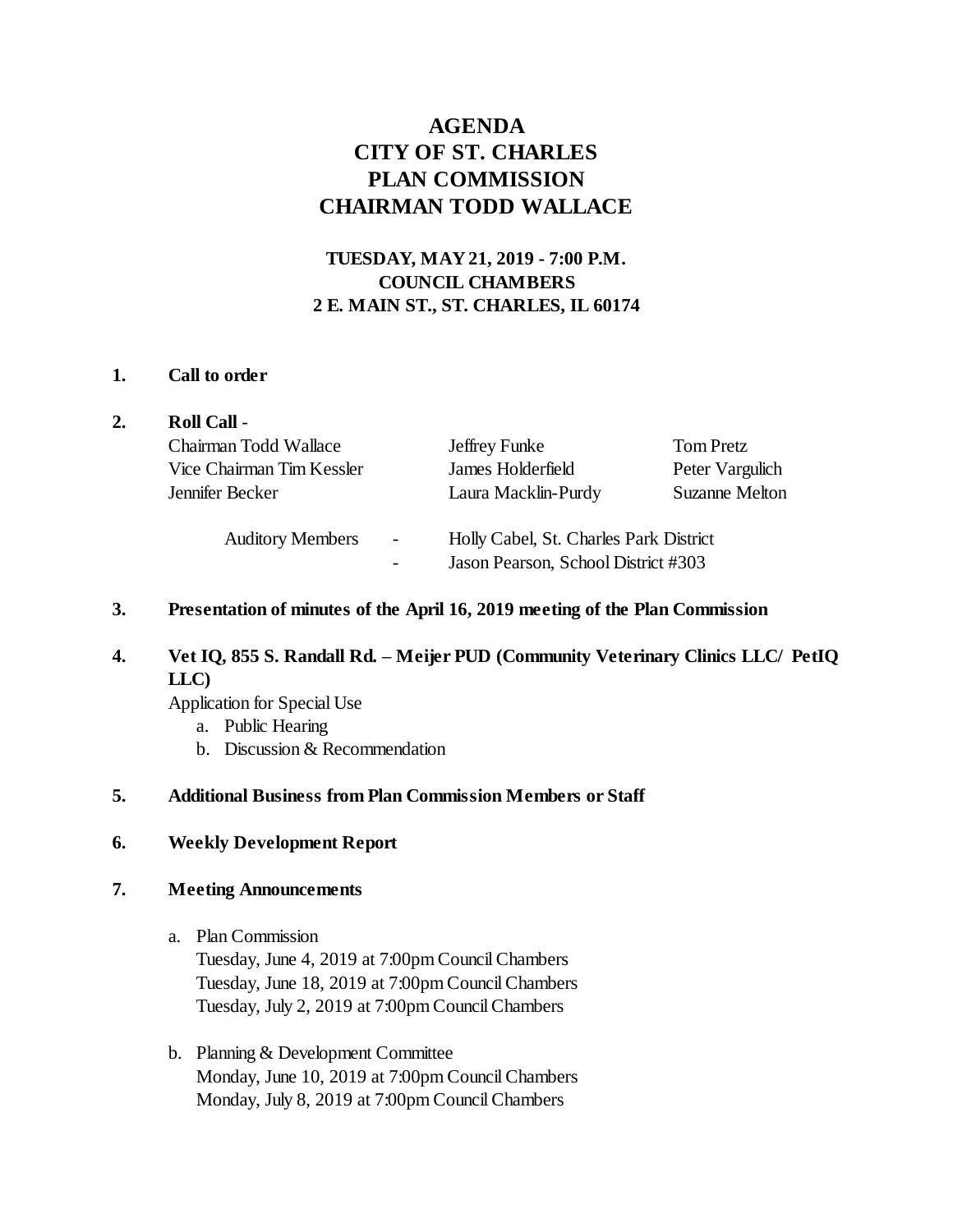# AGENDA
# CITY OF ST. CHARLES
# PLAN COMMISSION
# CHAIRMAN TODD WALLACE

### TUESDAY, MAY 21, 2019 - 7:00 P.M.
### COUNCIL CHAMBERS
### 2 E. MAIN ST., ST. CHARLES, IL 60174

**1. Call to order**

**2. Roll Call** -

| | | |
|---|---|---|
| Chairman Todd Wallace | Jeffrey Funke | Tom Pretz |
| Vice Chairman Tim Kessler | James Holderfield | Peter Vargulich |
| Jennifer Becker | Laura Macklin-Purdy | Suzanne Melton |

Auditory Members - Holly Cabel, St. Charles Park District
- Jason Pearson, School District #303

**3. Presentation of minutes of the April 16, 2019 meeting of the Plan Commission**

**4. Vet IQ, 855 S. Randall Rd. – Meijer PUD (Community Veterinary Clinics LLC/ PetIQ LLC)**

Application for Special Use

a. Public Hearing
b. Discussion & Recommendation

**5. Additional Business from Plan Commission Members or Staff**

**6. Weekly Development Report**

**7. Meeting Announcements**

a. Plan Commission
   Tuesday, June 4, 2019 at 7:00pm Council Chambers
   Tuesday, June 18, 2019 at 7:00pm Council Chambers
   Tuesday, July 2, 2019 at 7:00pm Council Chambers

b. Planning & Development Committee
   Monday, June 10, 2019 at 7:00pm Council Chambers
   Monday, July 8, 2019 at 7:00pm Council Chambers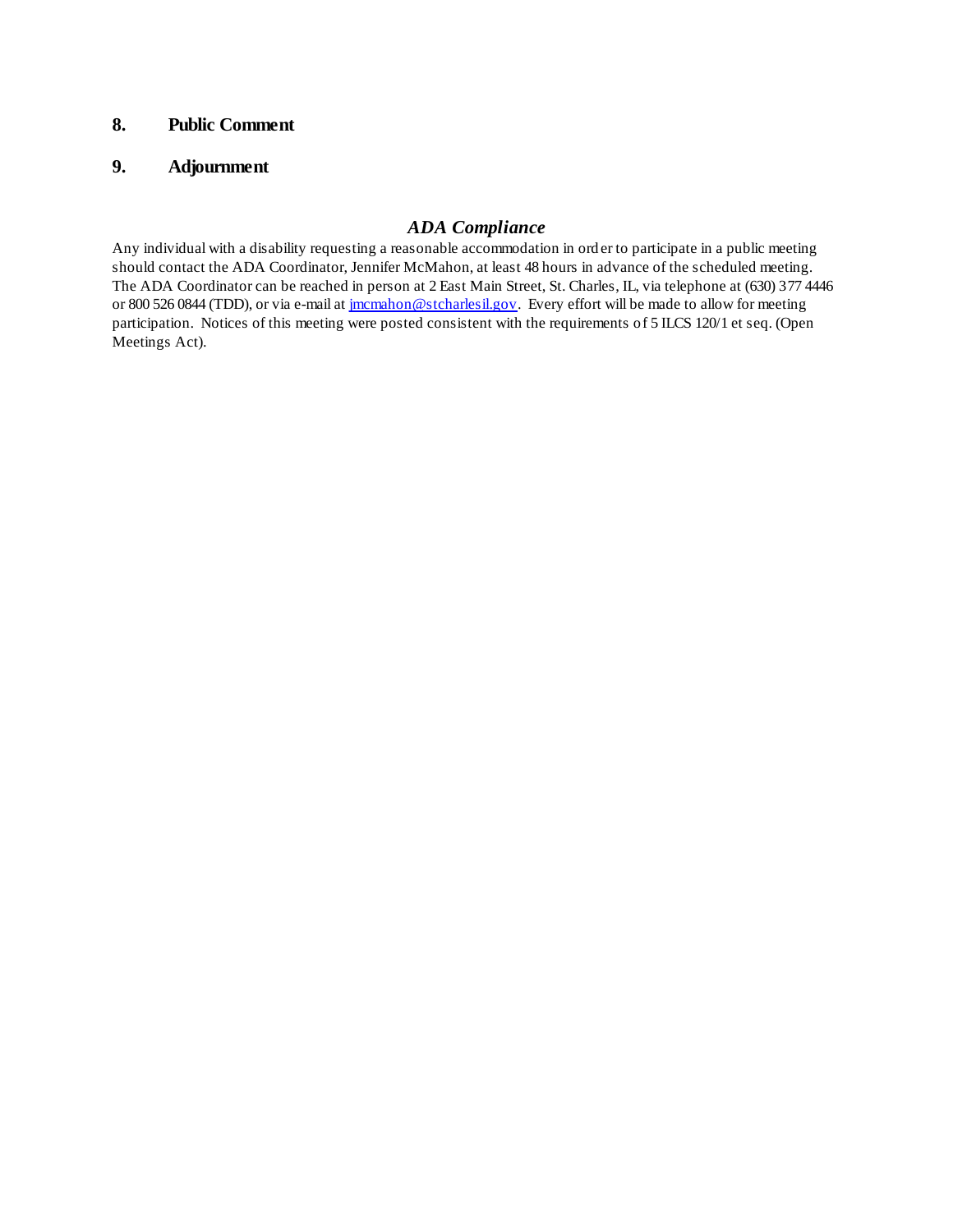**8. Public Comment**

**9. Adjournment**

## *ADA Compliance*

Any individual with a disability requesting a reasonable accommodation in order to participate in a public meeting should contact the ADA Coordinator, Jennifer McMahon, at least 48 hours in advance of the scheduled meeting. The ADA Coordinator can be reached in person at 2 East Main Street, St. Charles, IL, via telephone at (630) 377 4446 or 800 526 0844 (TDD), or via e-mail at jmcmahon@stcharlesil.gov. Every effort will be made to allow for meeting participation. Notices of this meeting were posted consistent with the requirements of 5 ILCS 120/1 et seq. (Open Meetings Act).